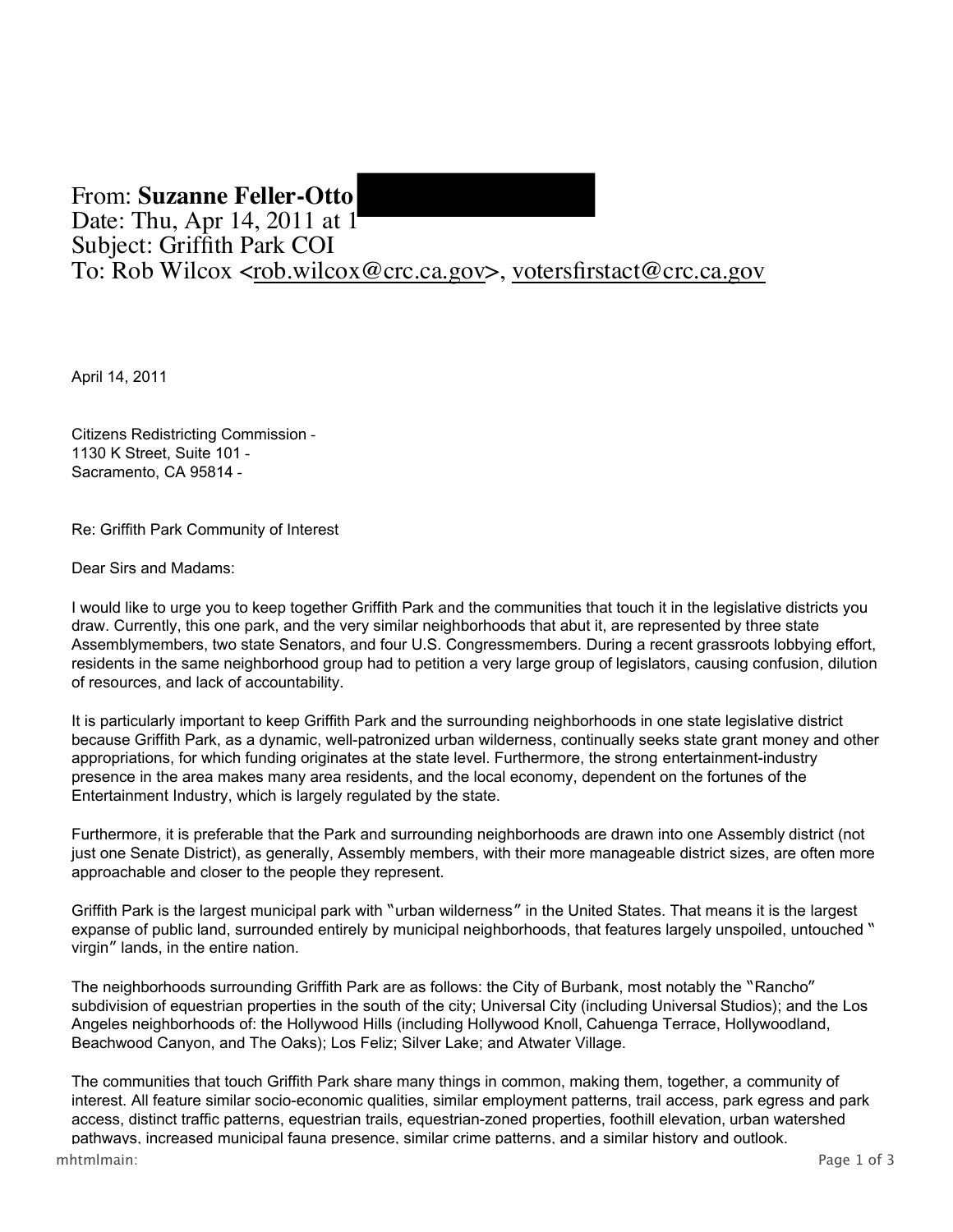From: **Suzanne Feller-Otto**
Date: Thu, Apr 14, 2011 at 1
Subject: Griffith Park COI
To: Rob Wilcox <rob.wilcox@crc.ca.gov>, votersfirstact@crc.ca.gov

April 14, 2011

Citizens Redistricting Commission -
1130 K Street, Suite 101 -
Sacramento, CA 95814 -

Re: Griffith Park Community of Interest

Dear Sirs and Madams:

I would like to urge you to keep together Griffith Park and the communities that touch it in the legislative districts you draw. Currently, this one park, and the very similar neighborhoods that abut it, are represented by three state Assemblymembers, two state Senators, and four U.S. Congressmembers. During a recent grassroots lobbying effort, residents in the same neighborhood group had to petition a very large group of legislators, causing confusion, dilution of resources, and lack of accountability.

It is particularly important to keep Griffith Park and the surrounding neighborhoods in one state legislative district because Griffith Park, as a dynamic, well-patronized urban wilderness, continually seeks state grant money and other appropriations, for which funding originates at the state level. Furthermore, the strong entertainment-industry presence in the area makes many area residents, and the local economy, dependent on the fortunes of the Entertainment Industry, which is largely regulated by the state.

Furthermore, it is preferable that the Park and surrounding neighborhoods are drawn into one Assembly district (not just one Senate District), as generally, Assembly members, with their more manageable district sizes, are often more approachable and closer to the people they represent.

Griffith Park is the largest municipal park with "urban wilderness" in the United States. That means it is the largest expanse of public land, surrounded entirely by municipal neighborhoods, that features largely unspoiled, untouched " virgin" lands, in the entire nation.

The neighborhoods surrounding Griffith Park are as follows: the City of Burbank, most notably the "Rancho" subdivision of equestrian properties in the south of the city; Universal City (including Universal Studios); and the Los Angeles neighborhoods of: the Hollywood Hills (including Hollywood Knoll, Cahuenga Terrace, Hollywoodland, Beachwood Canyon, and The Oaks); Los Feliz; Silver Lake; and Atwater Village.

The communities that touch Griffith Park share many things in common, making them, together, a community of interest. All feature similar socio-economic qualities, similar employment patterns, trail access, park egress and park access, distinct traffic patterns, equestrian trails, equestrian-zoned properties, foothill elevation, urban watershed pathways, increased municipal fauna presence, similar crime patterns, and a similar history and outlook.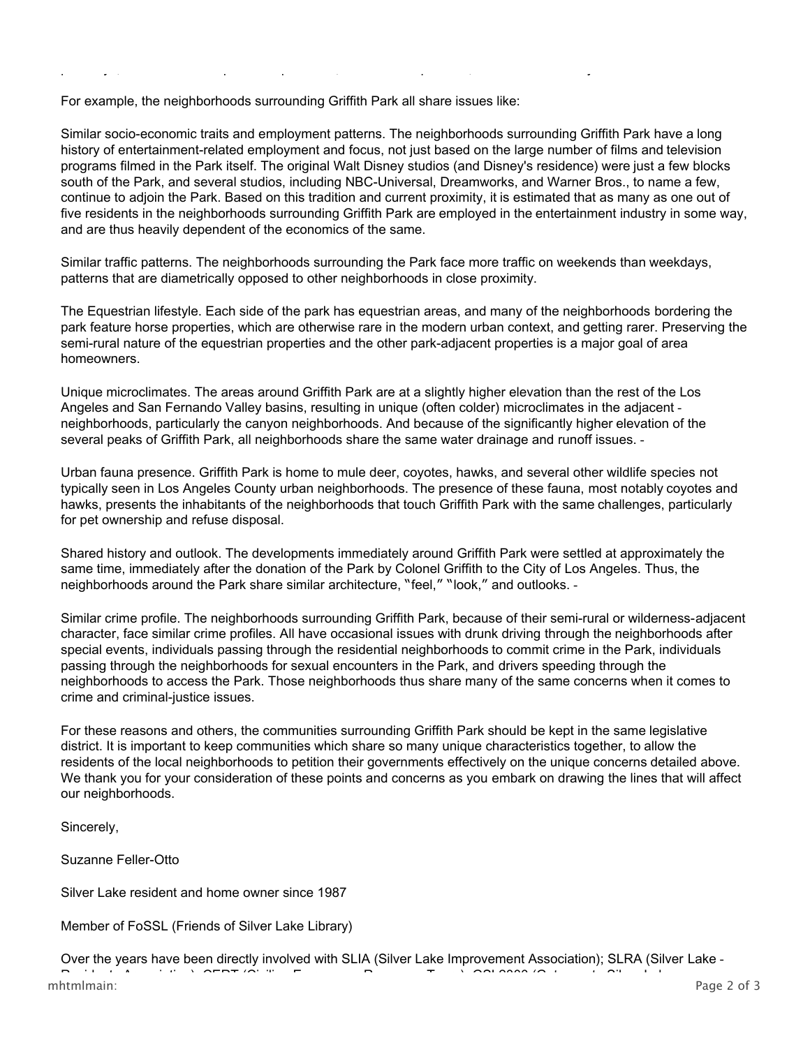For example, the neighborhoods surrounding Griffith Park all share issues like:

Similar socio-economic traits and employment patterns. The neighborhoods surrounding Griffith Park have a long history of entertainment-related employment and focus, not just based on the large number of films and television programs filmed in the Park itself. The original Walt Disney studios (and Disney's residence) were just a few blocks south of the Park, and several studios, including NBC-Universal, Dreamworks, and Warner Bros., to name a few, continue to adjoin the Park. Based on this tradition and current proximity, it is estimated that as many as one out of five residents in the neighborhoods surrounding Griffith Park are employed in the entertainment industry in some way, and are thus heavily dependent of the economics of the same.

Similar traffic patterns. The neighborhoods surrounding the Park face more traffic on weekends than weekdays, patterns that are diametrically opposed to other neighborhoods in close proximity.

The Equestrian lifestyle. Each side of the park has equestrian areas, and many of the neighborhoods bordering the park feature horse properties, which are otherwise rare in the modern urban context, and getting rarer. Preserving the semi-rural nature of the equestrian properties and the other park-adjacent properties is a major goal of area homeowners.

Unique microclimates. The areas around Griffith Park are at a slightly higher elevation than the rest of the Los Angeles and San Fernando Valley basins, resulting in unique (often colder) microclimates in the adjacent neighborhoods, particularly the canyon neighborhoods. And because of the significantly higher elevation of the several peaks of Griffith Park, all neighborhoods share the same water drainage and runoff issues.

Urban fauna presence. Griffith Park is home to mule deer, coyotes, hawks, and several other wildlife species not typically seen in Los Angeles County urban neighborhoods. The presence of these fauna, most notably coyotes and hawks, presents the inhabitants of the neighborhoods that touch Griffith Park with the same challenges, particularly for pet ownership and refuse disposal.

Shared history and outlook. The developments immediately around Griffith Park were settled at approximately the same time, immediately after the donation of the Park by Colonel Griffith to the City of Los Angeles. Thus, the neighborhoods around the Park share similar architecture, "feel," "look," and outlooks.

Similar crime profile. The neighborhoods surrounding Griffith Park, because of their semi-rural or wilderness-adjacent character, face similar crime profiles. All have occasional issues with drunk driving through the neighborhoods after special events, individuals passing through the residential neighborhoods to commit crime in the Park, individuals passing through the neighborhoods for sexual encounters in the Park, and drivers speeding through the neighborhoods to access the Park. Those neighborhoods thus share many of the same concerns when it comes to crime and criminal-justice issues.

For these reasons and others, the communities surrounding Griffith Park should be kept in the same legislative district. It is important to keep communities which share so many unique characteristics together, to allow the residents of the local neighborhoods to petition their governments effectively on the unique concerns detailed above. We thank you for your consideration of these points and concerns as you embark on drawing the lines that will affect our neighborhoods.

Sincerely,

Suzanne Feller-Otto

Silver Lake resident and home owner since 1987

Member of FoSSL (Friends of Silver Lake Library)

Over the years have been directly involved with SLIA (Silver Lake Improvement Association); SLRA (Silver Lake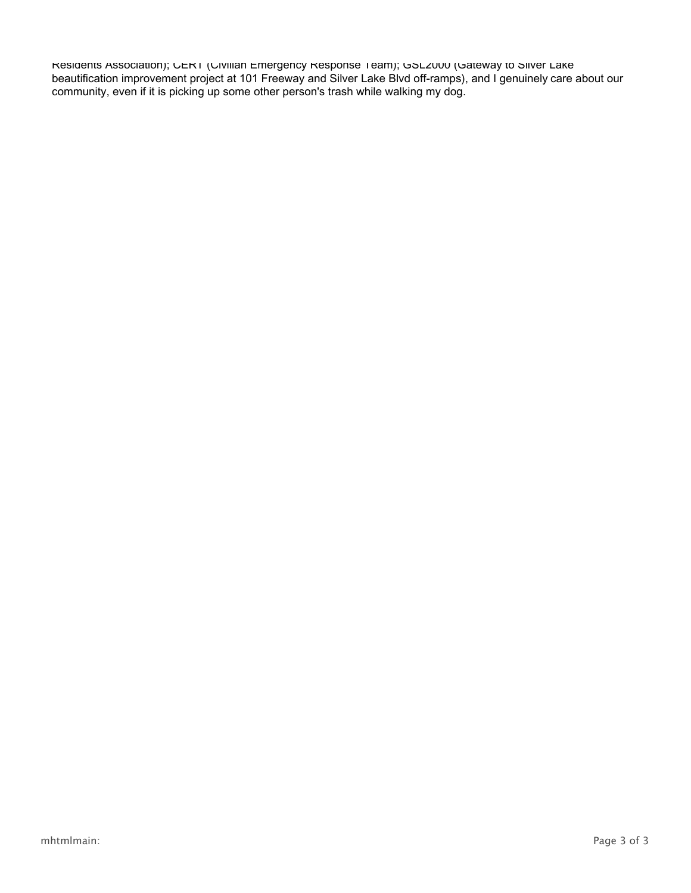Residents Association); CERT (Civilian Emergency Response Team); GSL2000 (Gateway to Silver Lake beautification improvement project at 101 Freeway and Silver Lake Blvd off-ramps), and I genuinely care about our community, even if it is picking up some other person's trash while walking my dog.